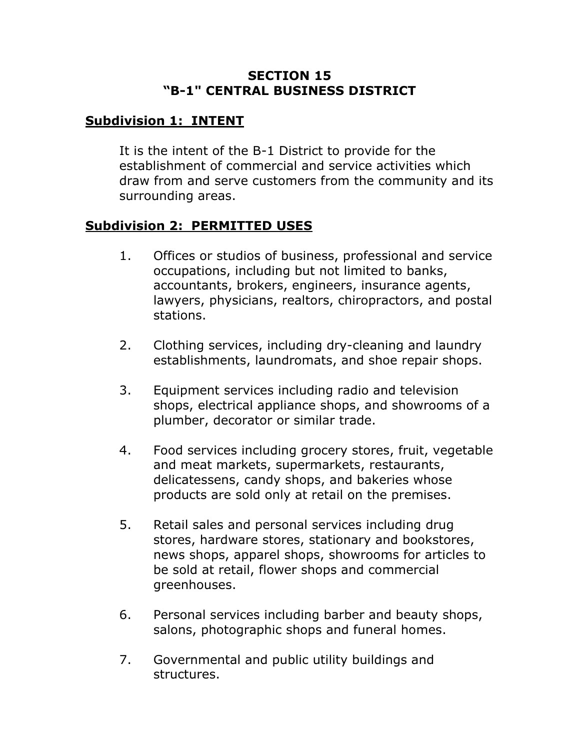# SECTION 15
# "B-1" CENTRAL BUSINESS DISTRICT

## Subdivision 1: INTENT

It is the intent of the B-1 District to provide for the establishment of commercial and service activities which draw from and serve customers from the community and its surrounding areas.

## Subdivision 2: PERMITTED USES

1. Offices or studios of business, professional and service occupations, including but not limited to banks, accountants, brokers, engineers, insurance agents, lawyers, physicians, realtors, chiropractors, and postal stations.

2. Clothing services, including dry-cleaning and laundry establishments, laundromats, and shoe repair shops.

3. Equipment services including radio and television shops, electrical appliance shops, and showrooms of a plumber, decorator or similar trade.

4. Food services including grocery stores, fruit, vegetable and meat markets, supermarkets, restaurants, delicatessens, candy shops, and bakeries whose products are sold only at retail on the premises.

5. Retail sales and personal services including drug stores, hardware stores, stationary and bookstores, news shops, apparel shops, showrooms for articles to be sold at retail, flower shops and commercial greenhouses.

6. Personal services including barber and beauty shops, salons, photographic shops and funeral homes.

7. Governmental and public utility buildings and structures.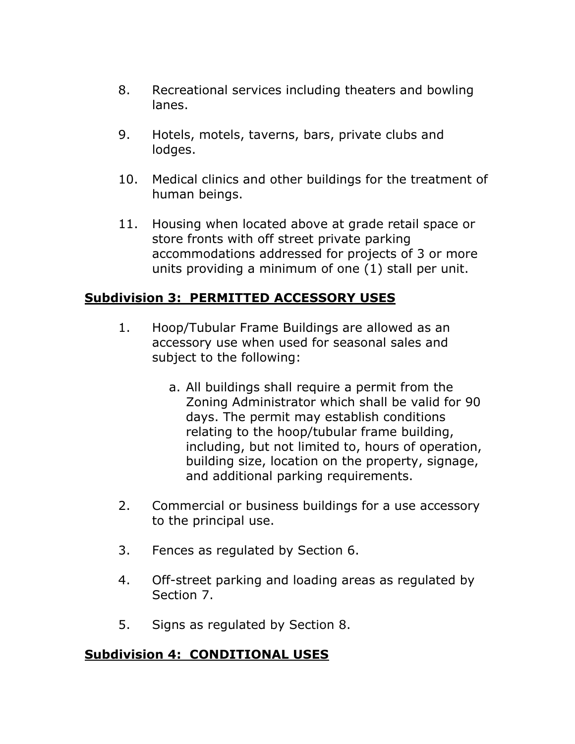8. Recreational services including theaters and bowling lanes.

9. Hotels, motels, taverns, bars, private clubs and lodges.

10. Medical clinics and other buildings for the treatment of human beings.

11. Housing when located above at grade retail space or store fronts with off street private parking accommodations addressed for projects of 3 or more units providing a minimum of one (1) stall per unit.

## **<u>Subdivision 3: PERMITTED ACCESSORY USES</u>**

1. Hoop/Tubular Frame Buildings are allowed as an accessory use when used for seasonal sales and subject to the following:

   a. All buildings shall require a permit from the Zoning Administrator which shall be valid for 90 days. The permit may establish conditions relating to the hoop/tubular frame building, including, but not limited to, hours of operation, building size, location on the property, signage, and additional parking requirements.

2. Commercial or business buildings for a use accessory to the principal use.

3. Fences as regulated by Section 6.

4. Off-street parking and loading areas as regulated by Section 7.

5. Signs as regulated by Section 8.

## **<u>Subdivision 4: CONDITIONAL USES</u>**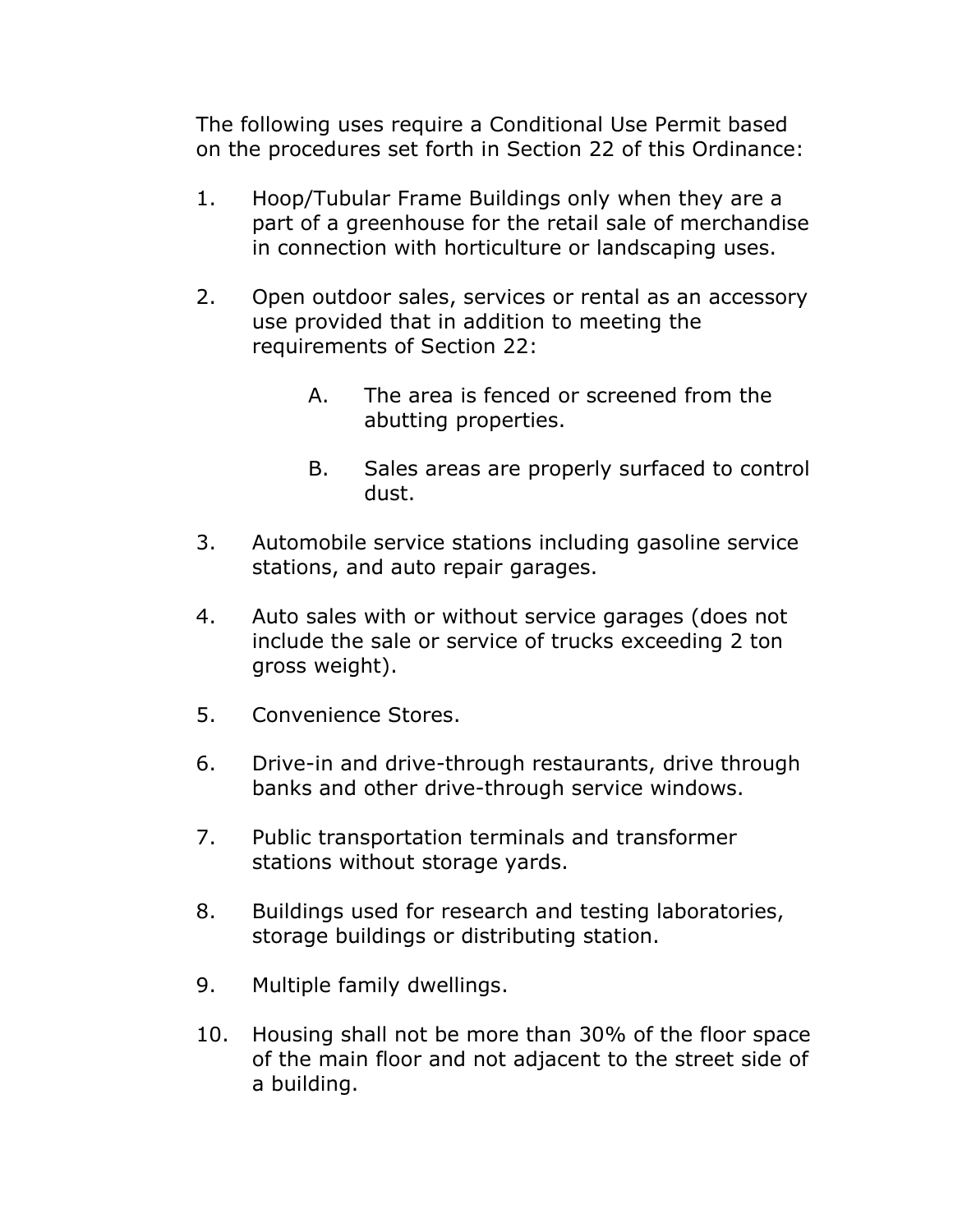The following uses require a Conditional Use Permit based on the procedures set forth in Section 22 of this Ordinance:

1. Hoop/Tubular Frame Buildings only when they are a part of a greenhouse for the retail sale of merchandise in connection with horticulture or landscaping uses.

2. Open outdoor sales, services or rental as an accessory use provided that in addition to meeting the requirements of Section 22:

   A. The area is fenced or screened from the abutting properties.

   B. Sales areas are properly surfaced to control dust.

3. Automobile service stations including gasoline service stations, and auto repair garages.

4. Auto sales with or without service garages (does not include the sale or service of trucks exceeding 2 ton gross weight).

5. Convenience Stores.

6. Drive-in and drive-through restaurants, drive through banks and other drive-through service windows.

7. Public transportation terminals and transformer stations without storage yards.

8. Buildings used for research and testing laboratories, storage buildings or distributing station.

9. Multiple family dwellings.

10. Housing shall not be more than 30% of the floor space of the main floor and not adjacent to the street side of a building.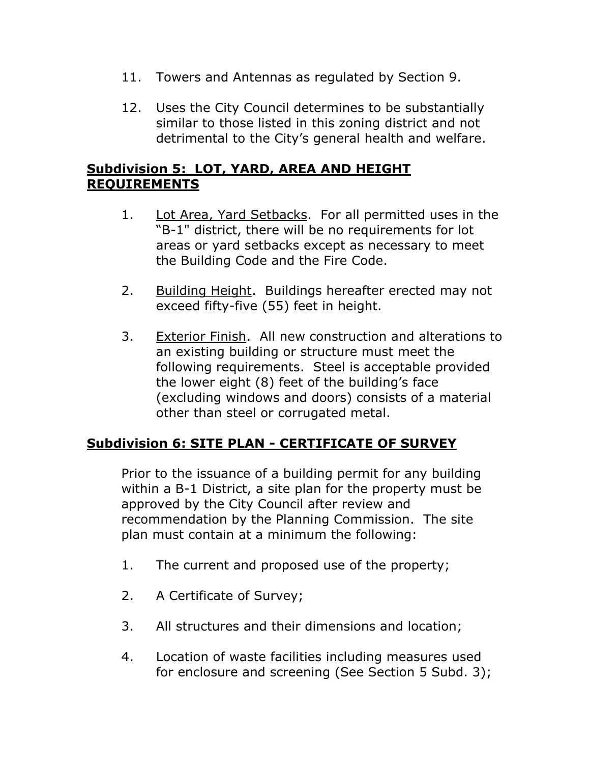11. Towers and Antennas as regulated by Section 9.

12. Uses the City Council determines to be substantially similar to those listed in this zoning district and not detrimental to the City's general health and welfare.

## **Subdivision 5: LOT, YARD, AREA AND HEIGHT REQUIREMENTS**

1. Lot Area, Yard Setbacks. For all permitted uses in the "B-1" district, there will be no requirements for lot areas or yard setbacks except as necessary to meet the Building Code and the Fire Code.

2. Building Height. Buildings hereafter erected may not exceed fifty-five (55) feet in height.

3. Exterior Finish. All new construction and alterations to an existing building or structure must meet the following requirements. Steel is acceptable provided the lower eight (8) feet of the building's face (excluding windows and doors) consists of a material other than steel or corrugated metal.

## **Subdivision 6: SITE PLAN - CERTIFICATE OF SURVEY**

Prior to the issuance of a building permit for any building within a B-1 District, a site plan for the property must be approved by the City Council after review and recommendation by the Planning Commission. The site plan must contain at a minimum the following:

1. The current and proposed use of the property;

2. A Certificate of Survey;

3. All structures and their dimensions and location;

4. Location of waste facilities including measures used for enclosure and screening (See Section 5 Subd. 3);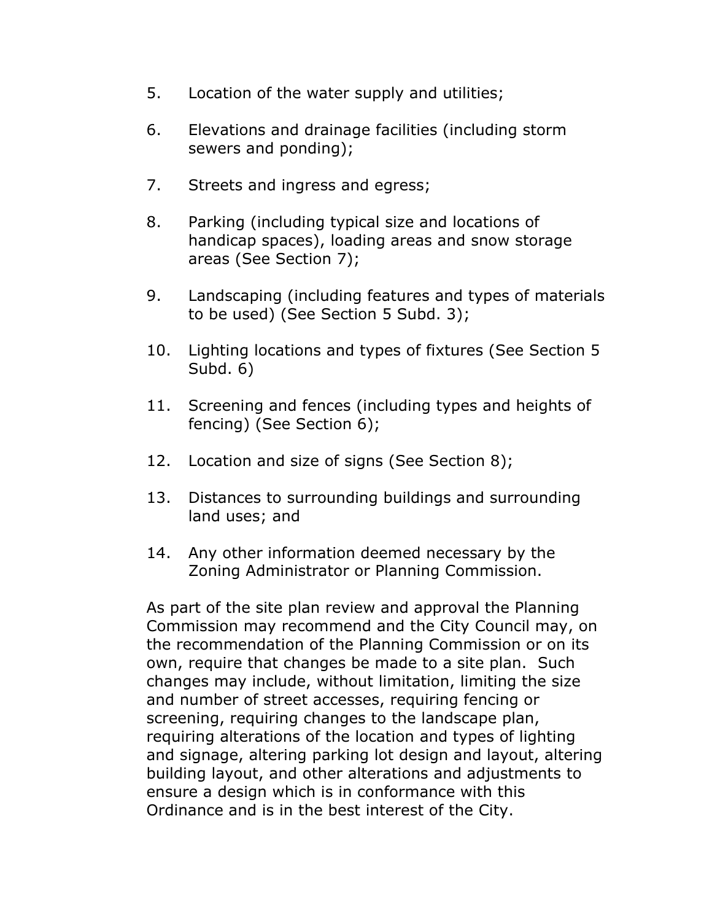5. Location of the water supply and utilities;

6. Elevations and drainage facilities (including storm sewers and ponding);

7. Streets and ingress and egress;

8. Parking (including typical size and locations of handicap spaces), loading areas and snow storage areas (See Section 7);

9. Landscaping (including features and types of materials to be used) (See Section 5 Subd. 3);

10. Lighting locations and types of fixtures (See Section 5 Subd. 6)

11. Screening and fences (including types and heights of fencing) (See Section 6);

12. Location and size of signs (See Section 8);

13. Distances to surrounding buildings and surrounding land uses; and

14. Any other information deemed necessary by the Zoning Administrator or Planning Commission.

As part of the site plan review and approval the Planning Commission may recommend and the City Council may, on the recommendation of the Planning Commission or on its own, require that changes be made to a site plan. Such changes may include, without limitation, limiting the size and number of street accesses, requiring fencing or screening, requiring changes to the landscape plan, requiring alterations of the location and types of lighting and signage, altering parking lot design and layout, altering building layout, and other alterations and adjustments to ensure a design which is in conformance with this Ordinance and is in the best interest of the City.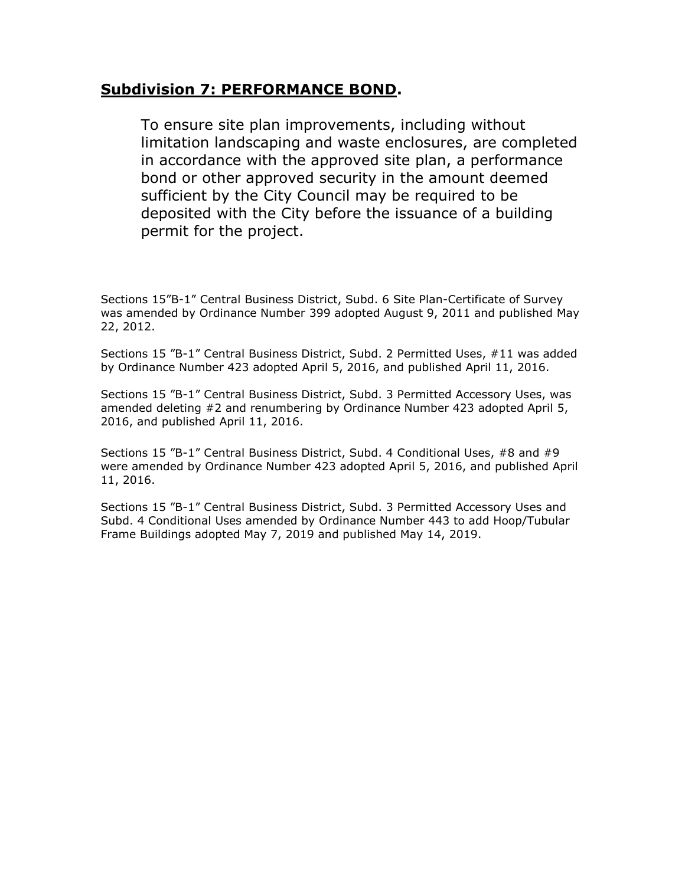## **Subdivision 7: PERFORMANCE BOND.**

To ensure site plan improvements, including without limitation landscaping and waste enclosures, are completed in accordance with the approved site plan, a performance bond or other approved security in the amount deemed sufficient by the City Council may be required to be deposited with the City before the issuance of a building permit for the project.

Sections 15"B-1" Central Business District, Subd. 6 Site Plan-Certificate of Survey was amended by Ordinance Number 399 adopted August 9, 2011 and published May 22, 2012.

Sections 15 "B-1" Central Business District, Subd. 2 Permitted Uses, #11 was added by Ordinance Number 423 adopted April 5, 2016, and published April 11, 2016.

Sections 15 "B-1" Central Business District, Subd. 3 Permitted Accessory Uses, was amended deleting #2 and renumbering by Ordinance Number 423 adopted April 5, 2016, and published April 11, 2016.

Sections 15 "B-1" Central Business District, Subd. 4 Conditional Uses, #8 and #9 were amended by Ordinance Number 423 adopted April 5, 2016, and published April 11, 2016.

Sections 15 "B-1" Central Business District, Subd. 3 Permitted Accessory Uses and Subd. 4 Conditional Uses amended by Ordinance Number 443 to add Hoop/Tubular Frame Buildings adopted May 7, 2019 and published May 14, 2019.